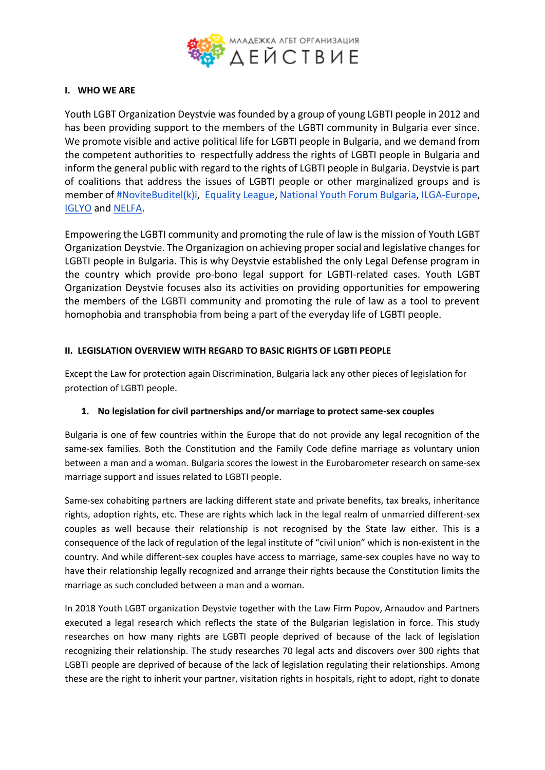МЛАДЕЖКА ЛГБТ ОРГАНИЗАЦИЯ ДЕЙСТВИЕ

## I. WHO WE ARE

Youth LGBT Organization Deystvie was founded by a group of young LGBTI people in 2012 and has been providing support to the members of the LGBTI community in Bulgaria ever since. We promote visible and active political life for LGBTI people in Bulgaria, and we demand from the competent authorities to respectfully address the rights of LGBTI people in Bulgaria and inform the general public with regard to the rights of LGBTI people in Bulgaria. Deystvie is part of coalitions that address the issues of LGBTI people or other marginalized groups and is member of #NoviteBuditel(k)i, Equality League, National Youth Forum Bulgaria, ILGA-Europe, IGLYO and NELFA.

Empowering the LGBTI community and promoting the rule of law is the mission of Youth LGBT Organization Deystvie. The Organizagion on achieving proper social and legislative changes for LGBTI people in Bulgaria. This is why Deystvie established the only Legal Defense program in the country which provide pro-bono legal support for LGBTI-related cases. Youth LGBT Organization Deystvie focuses also its activities on providing opportunities for empowering the members of the LGBTI community and promoting the rule of law as a tool to prevent homophobia and transphobia from being a part of the everyday life of LGBTI people.

## II. LEGISLATION OVERVIEW WITH REGARD TO BASIC RIGHTS OF LGBTI PEOPLE

Except the Law for protection again Discrimination, Bulgaria lack any other pieces of legislation for protection of LGBTI people.

### 1. No legislation for civil partnerships and/or marriage to protect same-sex couples

Bulgaria is one of few countries within the Europe that do not provide any legal recognition of the same-sex families. Both the Constitution and the Family Code define marriage as voluntary union between a man and a woman. Bulgaria scores the lowest in the Eurobarometer research on same-sex marriage support and issues related to LGBTI people.

Same-sex cohabiting partners are lacking different state and private benefits, tax breaks, inheritance rights, adoption rights, etc. These are rights which lack in the legal realm of unmarried different-sex couples as well because their relationship is not recognised by the State law either. This is a consequence of the lack of regulation of the legal institute of "civil union" which is non-existent in the country. And while different-sex couples have access to marriage, same-sex couples have no way to have their relationship legally recognized and arrange their rights because the Constitution limits the marriage as such concluded between a man and a woman.

In 2018 Youth LGBT organization Deystvie together with the Law Firm Popov, Arnaudov and Partners executed a legal research which reflects the state of the Bulgarian legislation in force. This study researches on how many rights are LGBTI people deprived of because of the lack of legislation recognizing their relationship. The study researches 70 legal acts and discovers over 300 rights that LGBTI people are deprived of because of the lack of legislation regulating their relationships. Among these are the right to inherit your partner, visitation rights in hospitals, right to adopt, right to donate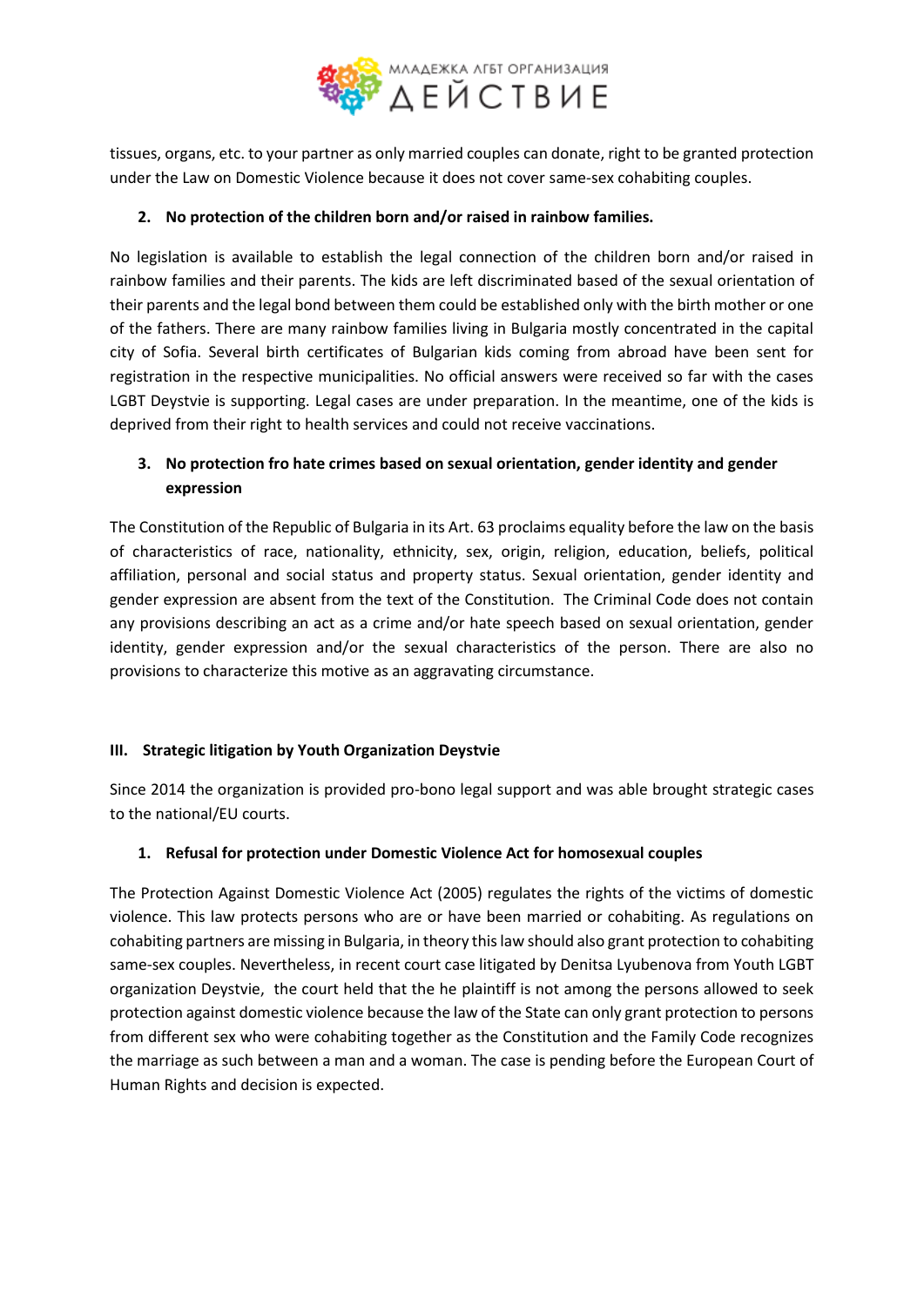tissues, organs, etc. to your partner as only married couples can donate, right to be granted protection under the Law on Domestic Violence because it does not cover same-sex cohabiting couples.

2. **No protection of the children born and/or raised in rainbow families.**

No legislation is available to establish the legal connection of the children born and/or raised in rainbow families and their parents. The kids are left discriminated based of the sexual orientation of their parents and the legal bond between them could be established only with the birth mother or one of the fathers. There are many rainbow families living in Bulgaria mostly concentrated in the capital city of Sofia. Several birth certificates of Bulgarian kids coming from abroad have been sent for registration in the respective municipalities. No official answers were received so far with the cases LGBT Deystvie is supporting. Legal cases are under preparation. In the meantime, one of the kids is deprived from their right to health services and could not receive vaccinations.

3. **No protection fro hate crimes based on sexual orientation, gender identity and gender expression**

The Constitution of the Republic of Bulgaria in its Art. 63 proclaims equality before the law on the basis of characteristics of race, nationality, ethnicity, sex, origin, religion, education, beliefs, political affiliation, personal and social status and property status. Sexual orientation, gender identity and gender expression are absent from the text of the Constitution. The Criminal Code does not contain any provisions describing an act as a crime and/or hate speech based on sexual orientation, gender identity, gender expression and/or the sexual characteristics of the person. There are also no provisions to characterize this motive as an aggravating circumstance.

## III. Strategic litigation by Youth Organization Deystvie

Since 2014 the organization is provided pro-bono legal support and was able brought strategic cases to the national/EU courts.

1. **Refusal for protection under Domestic Violence Act for homosexual couples**

The Protection Against Domestic Violence Act (2005) regulates the rights of the victims of domestic violence. This law protects persons who are or have been married or cohabiting. As regulations on cohabiting partners are missing in Bulgaria, in theory this law should also grant protection to cohabiting same-sex couples. Nevertheless, in recent court case litigated by Denitsa Lyubenova from Youth LGBT organization Deystvie, the court held that the he plaintiff is not among the persons allowed to seek protection against domestic violence because the law of the State can only grant protection to persons from different sex who were cohabiting together as the Constitution and the Family Code recognizes the marriage as such between a man and a woman. The case is pending before the European Court of Human Rights and decision is expected.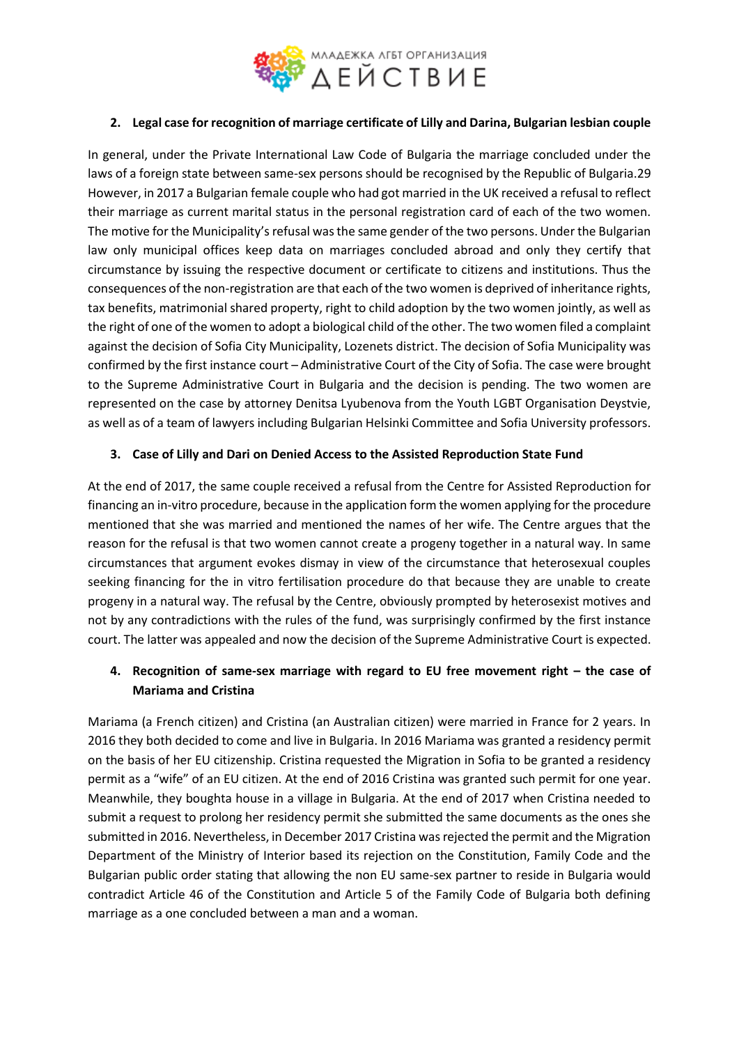2. **Legal case for recognition of marriage certificate of Lilly and Darina, Bulgarian lesbian couple**

In general, under the Private International Law Code of Bulgaria the marriage concluded under the laws of a foreign state between same-sex persons should be recognised by the Republic of Bulgaria.[29] However, in 2017 a Bulgarian female couple who had got married in the UK received a refusal to reflect their marriage as current marital status in the personal registration card of each of the two women. The motive for the Municipality's refusal was the same gender of the two persons. Under the Bulgarian law only municipal offices keep data on marriages concluded abroad and only they certify that circumstance by issuing the respective document or certificate to citizens and institutions. Thus the consequences of the non-registration are that each of the two women is deprived of inheritance rights, tax benefits, matrimonial shared property, right to child adoption by the two women jointly, as well as the right of one of the women to adopt a biological child of the other. The two women filed a complaint against the decision of Sofia City Municipality, Lozenets district. The decision of Sofia Municipality was confirmed by the first instance court – Administrative Court of the City of Sofia. The case were brought to the Supreme Administrative Court in Bulgaria and the decision is pending. The two women are represented on the case by attorney Denitsa Lyubenova from the Youth LGBT Organisation Deystvie, as well as of a team of lawyers including Bulgarian Helsinki Committee and Sofia University professors.

3. **Case of Lilly and Dari on Denied Access to the Assisted Reproduction State Fund**

At the end of 2017, the same couple received a refusal from the Centre for Assisted Reproduction for financing an in-vitro procedure, because in the application form the women applying for the procedure mentioned that she was married and mentioned the names of her wife. The Centre argues that the reason for the refusal is that two women cannot create a progeny together in a natural way. In same circumstances that argument evokes dismay in view of the circumstance that heterosexual couples seeking financing for the in vitro fertilisation procedure do that because they are unable to create progeny in a natural way. The refusal by the Centre, obviously prompted by heterosexist motives and not by any contradictions with the rules of the fund, was surprisingly confirmed by the first instance court. The latter was appealed and now the decision of the Supreme Administrative Court is expected.

4. **Recognition of same-sex marriage with regard to EU free movement right – the case of Mariama and Cristina**

Mariama (a French citizen) and Cristina (an Australian citizen) were married in France for 2 years. In 2016 they both decided to come and live in Bulgaria. In 2016 Mariama was granted a residency permit on the basis of her EU citizenship. Cristina requested the Migration in Sofia to be granted a residency permit as a "wife" of an EU citizen. At the end of 2016 Cristina was granted such permit for one year. Meanwhile, they boughta house in a village in Bulgaria. At the end of 2017 when Cristina needed to submit a request to prolong her residency permit she submitted the same documents as the ones she submitted in 2016. Nevertheless, in December 2017 Cristina was rejected the permit and the Migration Department of the Ministry of Interior based its rejection on the Constitution, Family Code and the Bulgarian public order stating that allowing the non EU same-sex partner to reside in Bulgaria would contradict Article 46 of the Constitution and Article 5 of the Family Code of Bulgaria both defining marriage as a one concluded between a man and a woman.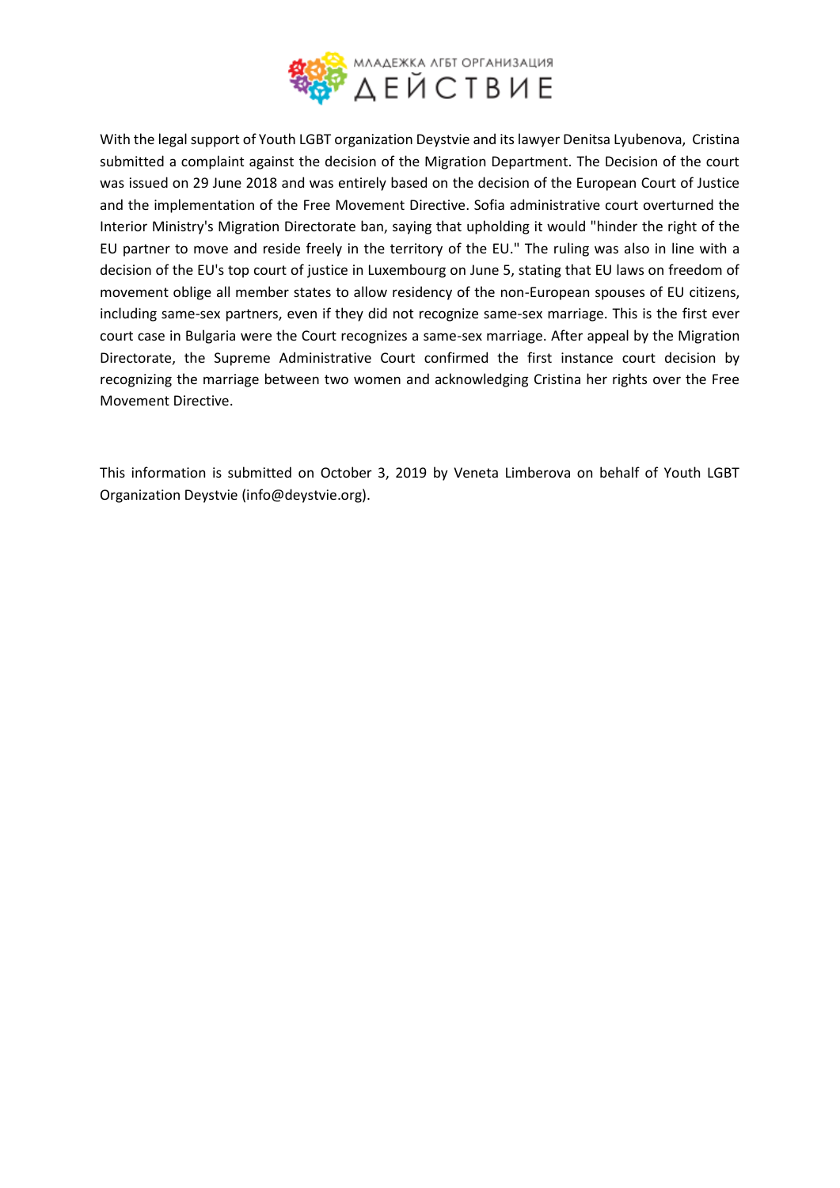With the legal support of Youth LGBT organization Deystvie and its lawyer Denitsa Lyubenova, Cristina submitted a complaint against the decision of the Migration Department. The Decision of the court was issued on 29 June 2018 and was entirely based on the decision of the European Court of Justice and the implementation of the Free Movement Directive. Sofia administrative court overturned the Interior Ministry's Migration Directorate ban, saying that upholding it would "hinder the right of the EU partner to move and reside freely in the territory of the EU." The ruling was also in line with a decision of the EU's top court of justice in Luxembourg on June 5, stating that EU laws on freedom of movement oblige all member states to allow residency of the non-European spouses of EU citizens, including same-sex partners, even if they did not recognize same-sex marriage. This is the first ever court case in Bulgaria were the Court recognizes a same-sex marriage. After appeal by the Migration Directorate, the Supreme Administrative Court confirmed the first instance court decision by recognizing the marriage between two women and acknowledging Cristina her rights over the Free Movement Directive.

This information is submitted on October 3, 2019 by Veneta Limberova on behalf of Youth LGBT Organization Deystvie (info@deystvie.org).